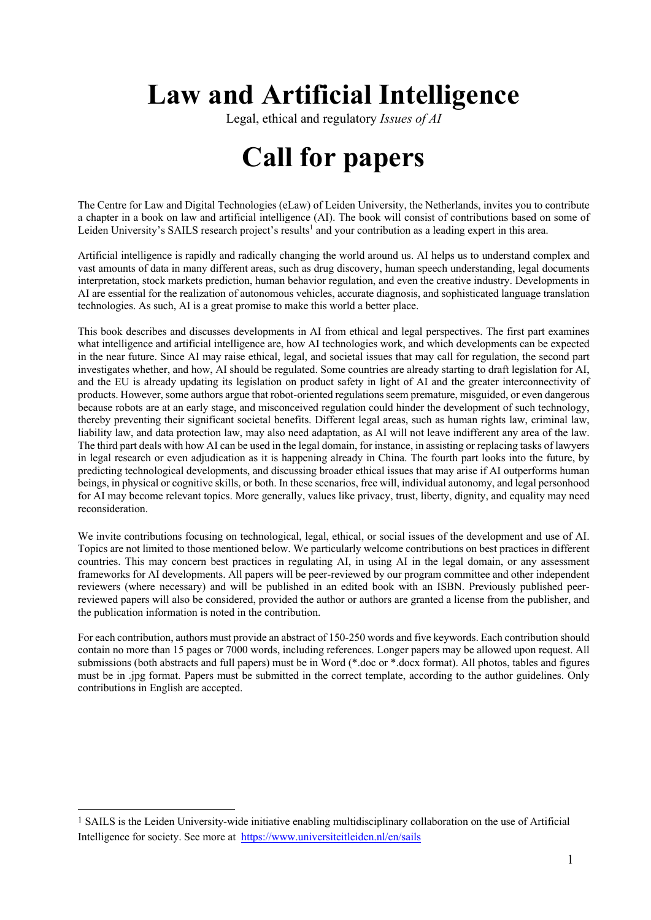# Law and Artificial Intelligence

Legal, ethical and regulatory *Issues of AI*

# Call for papers

The Centre for Law and Digital Technologies (eLaw) of Leiden University, the Netherlands, invites you to contribute a chapter in a book on law and artificial intelligence (AI). The book will consist of contributions based on some of Leiden University's SAILS research project's results[1] and your contribution as a leading expert in this area.

Artificial intelligence is rapidly and radically changing the world around us. AI helps us to understand complex and vast amounts of data in many different areas, such as drug discovery, human speech understanding, legal documents interpretation, stock markets prediction, human behavior regulation, and even the creative industry. Developments in AI are essential for the realization of autonomous vehicles, accurate diagnosis, and sophisticated language translation technologies. As such, AI is a great promise to make this world a better place.

This book describes and discusses developments in AI from ethical and legal perspectives. The first part examines what intelligence and artificial intelligence are, how AI technologies work, and which developments can be expected in the near future. Since AI may raise ethical, legal, and societal issues that may call for regulation, the second part investigates whether, and how, AI should be regulated. Some countries are already starting to draft legislation for AI, and the EU is already updating its legislation on product safety in light of AI and the greater interconnectivity of products. However, some authors argue that robot-oriented regulations seem premature, misguided, or even dangerous because robots are at an early stage, and misconceived regulation could hinder the development of such technology, thereby preventing their significant societal benefits. Different legal areas, such as human rights law, criminal law, liability law, and data protection law, may also need adaptation, as AI will not leave indifferent any area of the law. The third part deals with how AI can be used in the legal domain, for instance, in assisting or replacing tasks of lawyers in legal research or even adjudication as it is happening already in China. The fourth part looks into the future, by predicting technological developments, and discussing broader ethical issues that may arise if AI outperforms human beings, in physical or cognitive skills, or both. In these scenarios, free will, individual autonomy, and legal personhood for AI may become relevant topics. More generally, values like privacy, trust, liberty, dignity, and equality may need reconsideration.

We invite contributions focusing on technological, legal, ethical, or social issues of the development and use of AI. Topics are not limited to those mentioned below. We particularly welcome contributions on best practices in different countries. This may concern best practices in regulating AI, in using AI in the legal domain, or any assessment frameworks for AI developments. All papers will be peer-reviewed by our program committee and other independent reviewers (where necessary) and will be published in an edited book with an ISBN. Previously published peer-reviewed papers will also be considered, provided the author or authors are granted a license from the publisher, and the publication information is noted in the contribution.

For each contribution, authors must provide an abstract of 150-250 words and five keywords. Each contribution should contain no more than 15 pages or 7000 words, including references. Longer papers may be allowed upon request. All submissions (both abstracts and full papers) must be in Word (*.doc or *.docx format). All photos, tables and figures must be in .jpg format. Papers must be submitted in the correct template, according to the author guidelines. Only contributions in English are accepted.

---

[1] SAILS is the Leiden University-wide initiative enabling multidisciplinary collaboration on the use of Artificial Intelligence for society. See more at https://www.universiteitleiden.nl/en/sails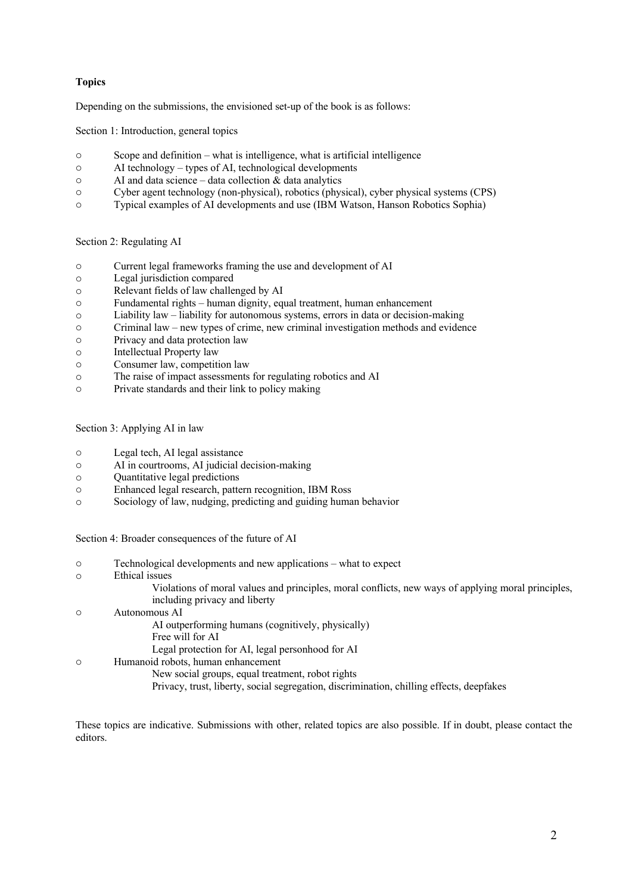**Topics**

Depending on the submissions, the envisioned set-up of the book is as follows:

Section 1: Introduction, general topics

- Scope and definition – what is intelligence, what is artificial intelligence
- AI technology – types of AI, technological developments
- AI and data science – data collection & data analytics
- Cyber agent technology (non-physical), robotics (physical), cyber physical systems (CPS)
- Typical examples of AI developments and use (IBM Watson, Hanson Robotics Sophia)

Section 2: Regulating AI

- Current legal frameworks framing the use and development of AI
- Legal jurisdiction compared
- Relevant fields of law challenged by AI
- Fundamental rights – human dignity, equal treatment, human enhancement
- Liability law – liability for autonomous systems, errors in data or decision-making
- Criminal law – new types of crime, new criminal investigation methods and evidence
- Privacy and data protection law
- Intellectual Property law
- Consumer law, competition law
- The raise of impact assessments for regulating robotics and AI
- Private standards and their link to policy making

Section 3: Applying AI in law

- Legal tech, AI legal assistance
- AI in courtrooms, AI judicial decision-making
- Quantitative legal predictions
- Enhanced legal research, pattern recognition, IBM Ross
- Sociology of law, nudging, predicting and guiding human behavior

Section 4: Broader consequences of the future of AI

- Technological developments and new applications – what to expect
- Ethical issues
  - Violations of moral values and principles, moral conflicts, new ways of applying moral principles, including privacy and liberty
- Autonomous AI
  - AI outperforming humans (cognitively, physically)
  - Free will for AI
  - Legal protection for AI, legal personhood for AI
- Humanoid robots, human enhancement
  - New social groups, equal treatment, robot rights
  - Privacy, trust, liberty, social segregation, discrimination, chilling effects, deepfakes

These topics are indicative. Submissions with other, related topics are also possible. If in doubt, please contact the editors.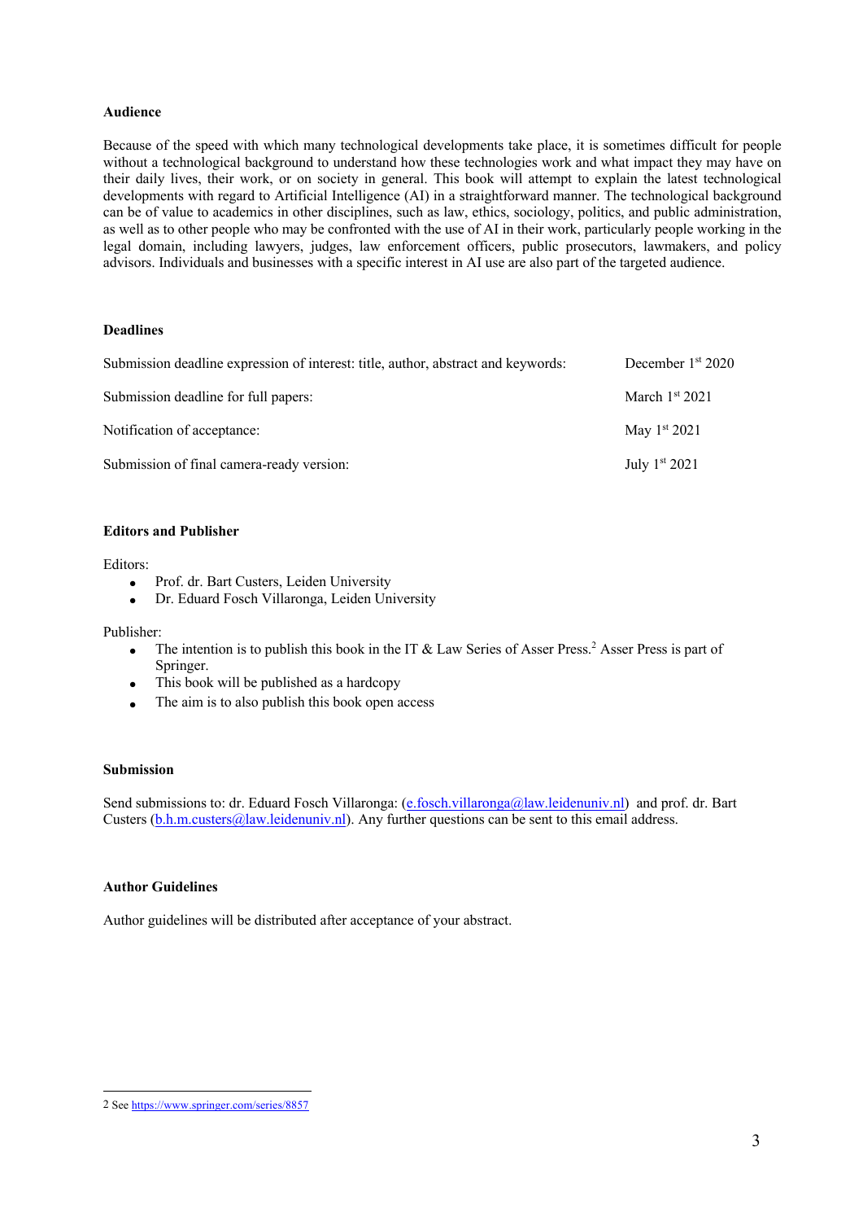**Audience**

Because of the speed with which many technological developments take place, it is sometimes difficult for people without a technological background to understand how these technologies work and what impact they may have on their daily lives, their work, or on society in general. This book will attempt to explain the latest technological developments with regard to Artificial Intelligence (AI) in a straightforward manner. The technological background can be of value to academics in other disciplines, such as law, ethics, sociology, politics, and public administration, as well as to other people who may be confronted with the use of AI in their work, particularly people working in the legal domain, including lawyers, judges, law enforcement officers, public prosecutors, lawmakers, and policy advisors. Individuals and businesses with a specific interest in AI use are also part of the targeted audience.

**Deadlines**

| | |
|---|---|
| Submission deadline expression of interest: title, author, abstract and keywords: | December 1st 2020 |
| Submission deadline for full papers: | March 1st 2021 |
| Notification of acceptance: | May 1st 2021 |
| Submission of final camera-ready version: | July 1st 2021 |

**Editors and Publisher**

Editors:

- Prof. dr. Bart Custers, Leiden University
- Dr. Eduard Fosch Villaronga, Leiden University

Publisher:

- The intention is to publish this book in the IT & Law Series of Asser Press.[2] Asser Press is part of Springer.
- This book will be published as a hardcopy
- The aim is to also publish this book open access

**Submission**

Send submissions to: dr. Eduard Fosch Villaronga: (e.fosch.villaronga@law.leidenuniv.nl) and prof. dr. Bart Custers (b.h.m.custers@law.leidenuniv.nl). Any further questions can be sent to this email address.

**Author Guidelines**

Author guidelines will be distributed after acceptance of your abstract.

2 See https://www.springer.com/series/8857